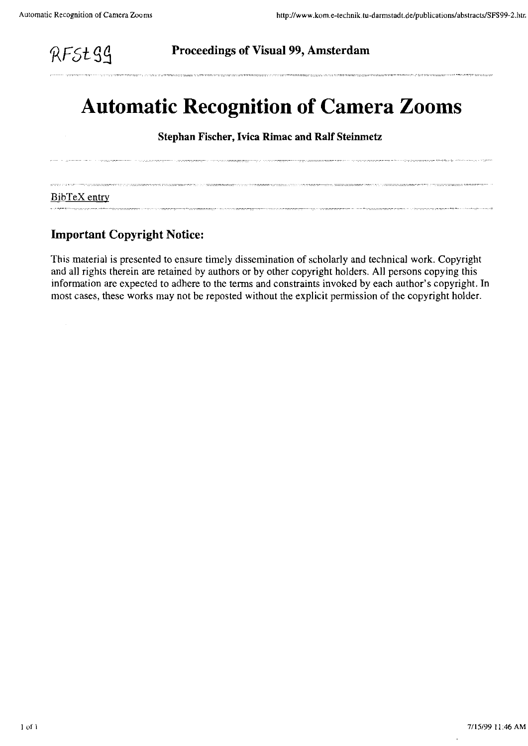RFSt99

**Proceedings of Visual 99, Amsterdam**

# Automatic Recognition of Camera Zooms

**Stephan Fischer, Ivica Rimac and Ralf Steinmetz**

BibTeX entry

## Important Copyright Notice:

This material is presented to ensure timely dissemination of scholarly and technical work. Copyright and all rights therein are retained by authors or by other copyright holders. All persons copying this information are expected to adhere to the terms and constraints invoked by each author's copyright. In most cases, these works may not be reposted without the explicit permission of the copyright holder.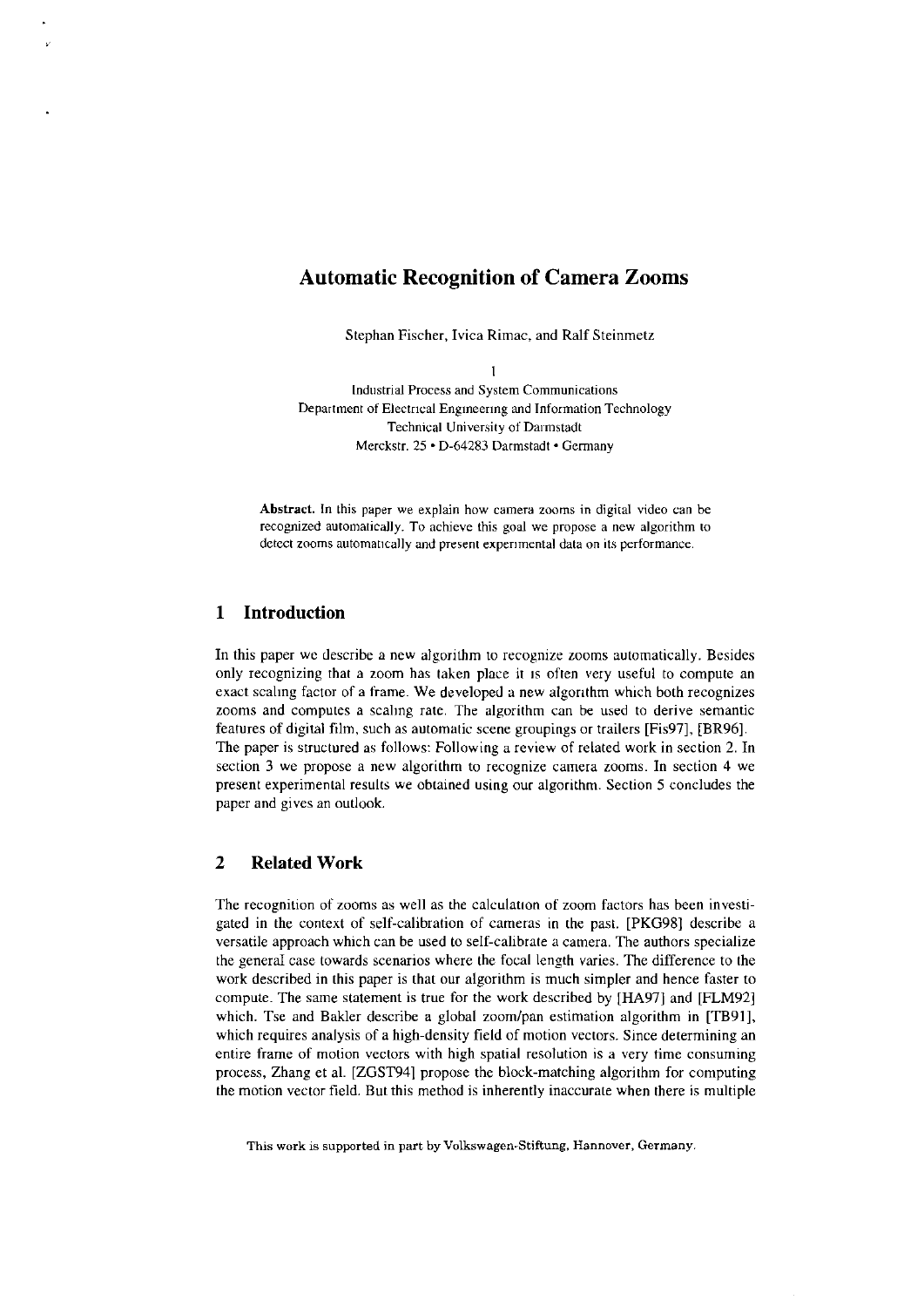# Automatic Recognition of Camera Zooms

Stephan Fischer, Ivica Rimac, and Ralf Steinmetz

1

Industrial Process and System Communications
Department of Electrical Engineering and Information Technology
Technical University of Darmstadt
Merckstr. 25 • D-64283 Darmstadt • Germany

**Abstract.** In this paper we explain how camera zooms in digital video can be recognized automatically. To achieve this goal we propose a new algorithm to detect zooms automatically and present experimental data on its performance.

## 1 Introduction

In this paper we describe a new algorithm to recognize zooms automatically. Besides only recognizing that a zoom has taken place it is often very useful to compute an exact scaling factor of a frame. We developed a new algorithm which both recognizes zooms and computes a scaling rate. The algorithm can be used to derive semantic features of digital film, such as automatic scene groupings or trailers [Fis97], [BR96]. The paper is structured as follows: Following a review of related work in section 2. In section 3 we propose a new algorithm to recognize camera zooms. In section 4 we present experimental results we obtained using our algorithm. Section 5 concludes the paper and gives an outlook.

## 2 Related Work

The recognition of zooms as well as the calculation of zoom factors has been investigated in the context of self-calibration of cameras in the past. [PKG98] describe a versatile approach which can be used to self-calibrate a camera. The authors specialize the general case towards scenarios where the focal length varies. The difference to the work described in this paper is that our algorithm is much simpler and hence faster to compute. The same statement is true for the work described by [HA97] and [FLM92] which. Tse and Bakler describe a global zoom/pan estimation algorithm in [TB91], which requires analysis of a high-density field of motion vectors. Since determining an entire frame of motion vectors with high spatial resolution is a very time consuming process, Zhang et al. [ZGST94] propose the block-matching algorithm for computing the motion vector field. But this method is inherently inaccurate when there is multiple

This work is supported in part by Volkswagen-Stiftung, Hannover, Germany.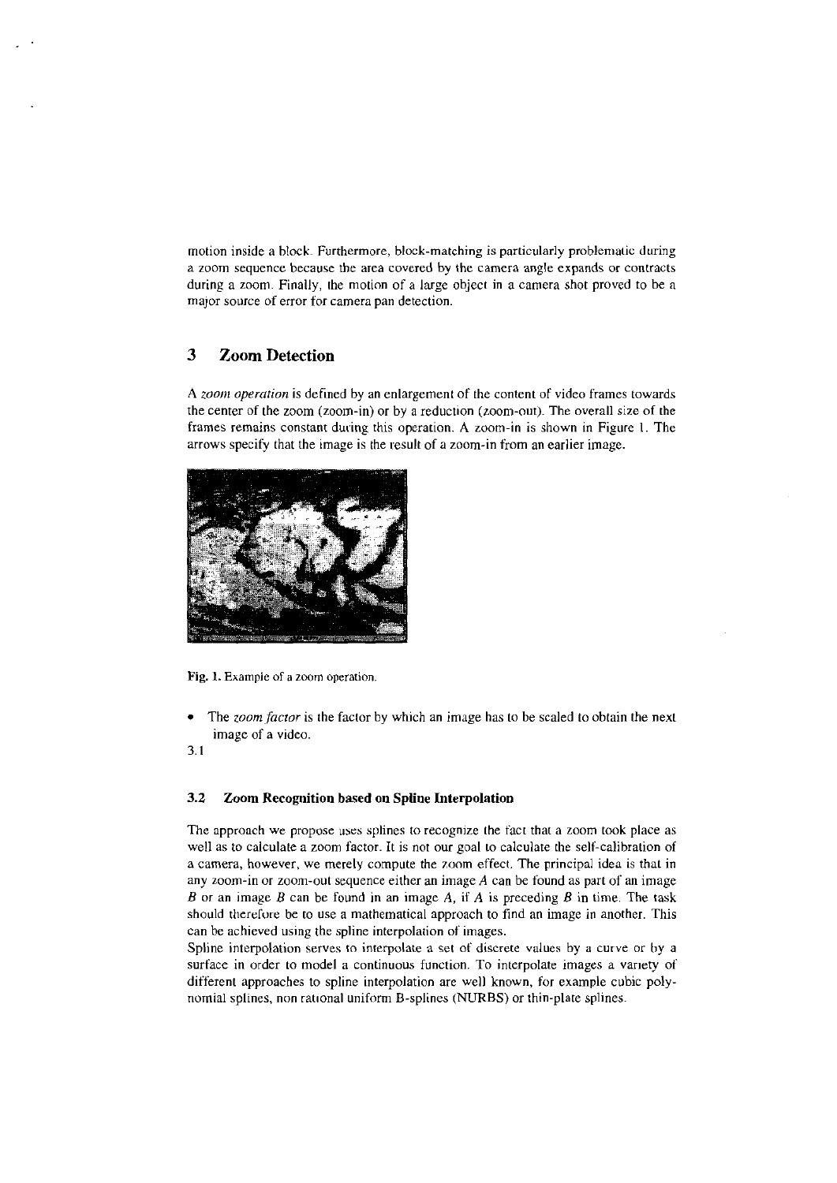motion inside a block. Furthermore, block-matching is particularly problematic during a zoom sequence because the area covered by the camera angle expands or contracts during a zoom. Finally, the motion of a large object in a camera shot proved to be a major source of error for camera pan detection.

## 3 Zoom Detection

A *zoom operation* is defined by an enlargement of the content of video frames towards the center of the zoom (zoom-in) or by a reduction (zoom-out). The overall size of the frames remains constant during this operation. A zoom-in is shown in Figure 1. The arrows specify that the image is the result of a zoom-in from an earlier image.

**Fig. 1.** Example of a zoom operation.

- The *zoom factor* is the factor by which an image has to be scaled to obtain the next image of a video.

3.1

### 3.2 Zoom Recognition based on Spline Interpolation

The approach we propose uses splines to recognize the fact that a zoom took place as well as to calculate a zoom factor. It is not our goal to calculate the self-calibration of a camera, however, we merely compute the zoom effect. The principal idea is that in any zoom-in or zoom-out sequence either an image $A$ can be found as part of an image $B$ or an image $B$ can be found in an image $A$, if $A$ is preceding $B$ in time. The task should therefore be to use a mathematical approach to find an image in another. This can be achieved using the spline interpolation of images.

Spline interpolation serves to interpolate a set of discrete values by a curve or by a surface in order to model a continuous function. To interpolate images a variety of different approaches to spline interpolation are well known, for example cubic polynomial splines, non rational uniform B-splines (NURBS) or thin-plate splines.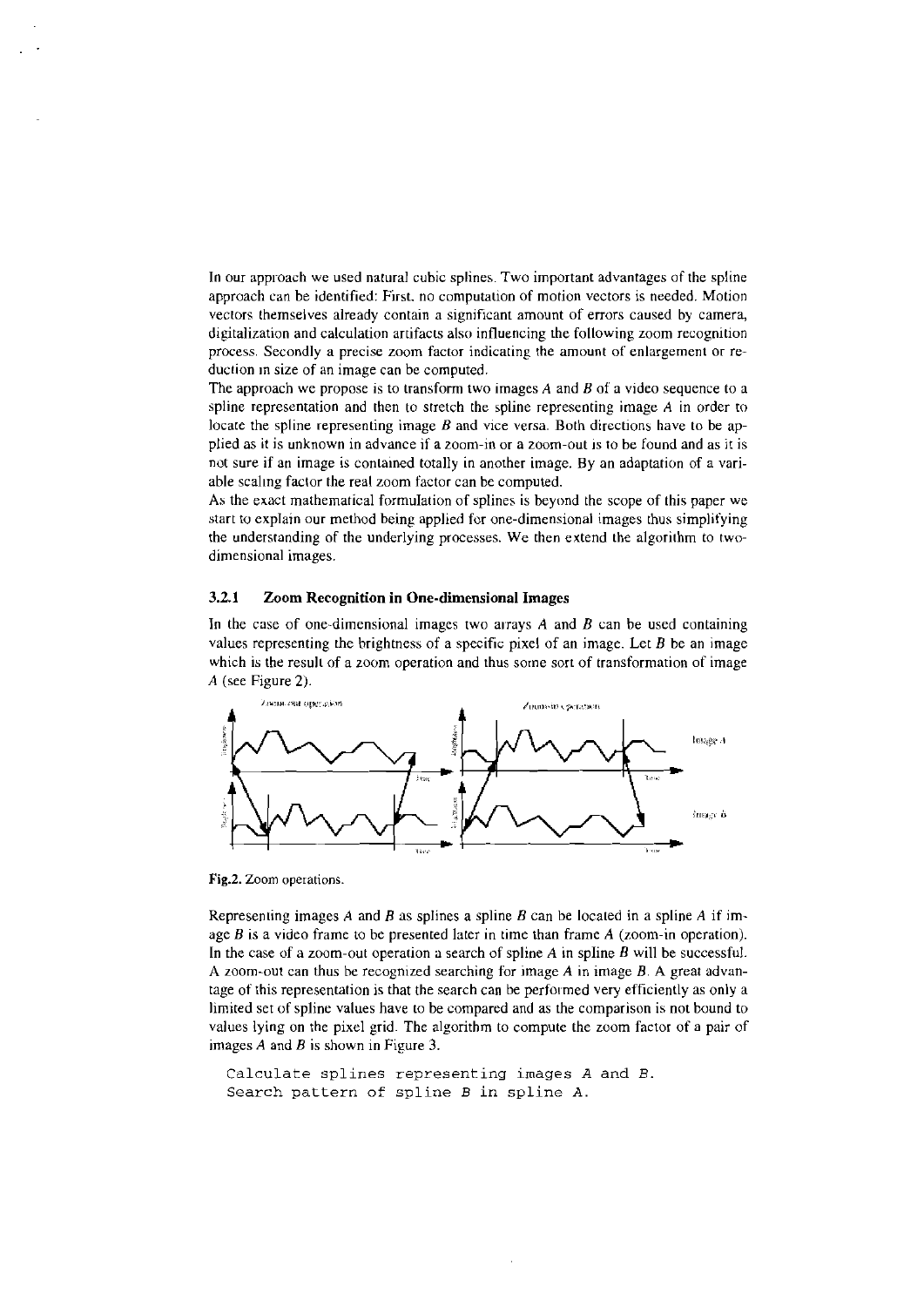In our approach we used natural cubic splines. Two important advantages of the spline approach can be identified: First, no computation of motion vectors is needed. Motion vectors themselves already contain a significant amount of errors caused by camera, digitalization and calculation artifacts also influencing the following zoom recognition process. Secondly a precise zoom factor indicating the amount of enlargement or reduction in size of an image can be computed.

The approach we propose is to transform two images *A* and *B* of a video sequence to a spline representation and then to stretch the spline representing image *A* in order to locate the spline representing image *B* and vice versa. Both directions have to be applied as it is unknown in advance if a zoom-in or a zoom-out is to be found and as it is not sure if an image is contained totally in another image. By an adaptation of a variable scaling factor the real zoom factor can be computed.

As the exact mathematical formulation of splines is beyond the scope of this paper we start to explain our method being applied for one-dimensional images thus simplifying the understanding of the underlying processes. We then extend the algorithm to two-dimensional images.

### 3.2.1 Zoom Recognition in One-dimensional Images

In the case of one-dimensional images two arrays *A* and *B* can be used containing values representing the brightness of a specific pixel of an image. Let *B* be an image which is the result of a zoom operation and thus some sort of transformation of image *A* (see Figure 2).

Zoom-out operation

Zoom-in operation

Image A

Image B

**Fig.2.** Zoom operations.

Representing images *A* and *B* as splines a spline *B* can be located in a spline *A* if image *B* is a video frame to be presented later in time than frame *A* (zoom-in operation). In the case of a zoom-out operation a search of spline *A* in spline *B* will be successful. A zoom-out can thus be recognized searching for image *A* in image *B*. A great advantage of this representation is that the search can be performed very efficiently as only a limited set of spline values have to be compared and as the comparison is not bound to values lying on the pixel grid. The algorithm to compute the zoom factor of a pair of images *A* and *B* is shown in Figure 3.

```
Calculate splines representing images A and B.
Search pattern of spline B in spline A.
```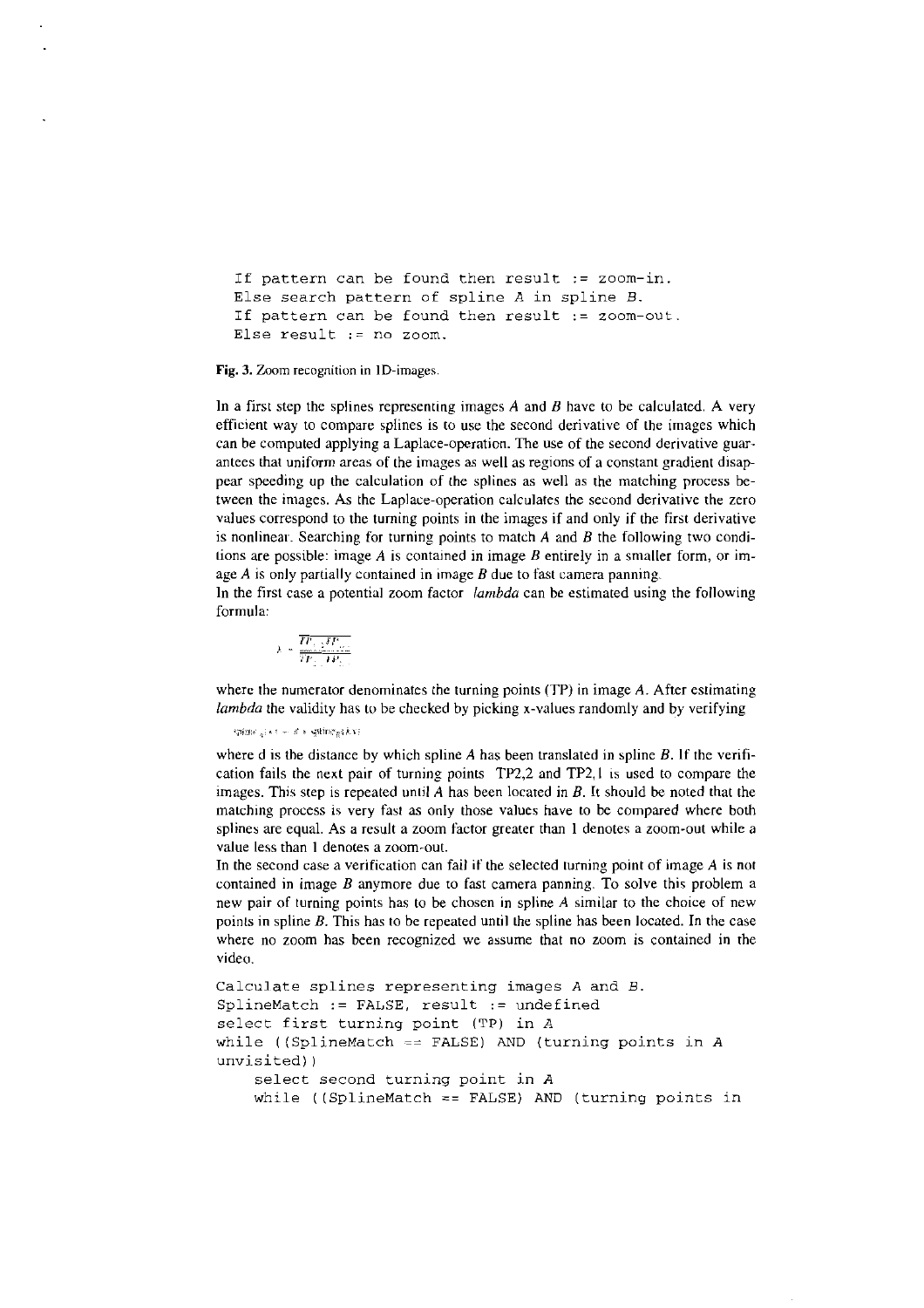```
If pattern can be found then result := zoom-in.
Else search pattern of spline A in spline B.
If pattern can be found then result := zoom-out.
Else result := no zoom.
```

**Fig. 3.** Zoom recognition in 1D-images.

In a first step the splines representing images *A* and *B* have to be calculated. A very efficient way to compare splines is to use the second derivative of the images which can be computed applying a Laplace-operation. The use of the second derivative guarantees that uniform areas of the images as well as regions of a constant gradient disappear speeding up the calculation of the splines as well as the matching process between the images. As the Laplace-operation calculates the second derivative the zero values correspond to the turning points in the images if and only if the first derivative is nonlinear. Searching for turning points to match *A* and *B* the following two conditions are possible: image *A* is contained in image *B* entirely in a smaller form, or image *A* is only partially contained in image *B* due to fast camera panning.
In the first case a potential zoom factor *lambda* can be estimated using the following formula:

$$\lambda = \frac{\overline{TP_{1,1}TP_{2,1}}}{\overline{TP_{1,2}TP_{2,2}}}$$

where the numerator denominates the turning points (TP) in image *A*. After estimating *lambda* the validity has to be checked by picking x-values randomly and by verifying

$$spline_A(x) = d + spline_B(\lambda x)$$

where d is the distance by which spline *A* has been translated in spline *B*. If the verification fails the next pair of turning points TP2,2 and TP2,1 is used to compare the images. This step is repeated until *A* has been located in *B*. It should be noted that the matching process is very fast as only those values have to be compared where both splines are equal. As a result a zoom factor greater than 1 denotes a zoom-out while a value less than 1 denotes a zoom-out.
In the second case a verification can fail if the selected turning point of image *A* is not contained in image *B* anymore due to fast camera panning. To solve this problem a new pair of turning points has to be chosen in spline *A* similar to the choice of new points in spline *B*. This has to be repeated until the spline has been located. In the case where no zoom has been recognized we assume that no zoom is contained in the video.

```
Calculate splines representing images A and B.
SplineMatch := FALSE, result := undefined
select first turning point (TP) in A
while ((SplineMatch == FALSE) AND (turning points in A
unvisited))
    select second turning point in A
    while ((SplineMatch == FALSE) AND (turning points in
```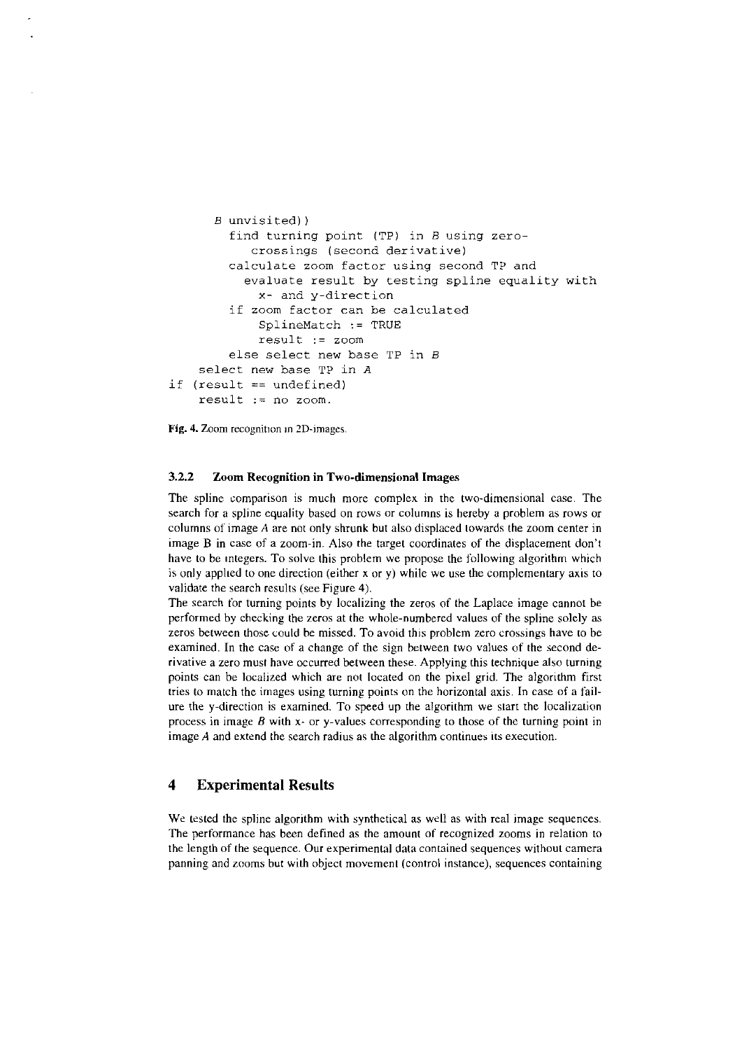```
      B unvisited))
        find turning point (TP) in B using zero-
           crossings (second derivative)
        calculate zoom factor using second TP and
          evaluate result by testing spline equality with
            x- and y-direction
        if zoom factor can be calculated
            SplineMatch := TRUE
            result := zoom
        else select new base TP in B
    select new base TP in A
if (result == undefined)
    result := no zoom.
```

**Fig. 4.** Zoom recognition in 2D-images.

#### 3.2.2 Zoom Recognition in Two-dimensional Images

The spline comparison is much more complex in the two-dimensional case. The search for a spline equality based on rows or columns is hereby a problem as rows or columns of image *A* are not only shrunk but also displaced towards the zoom center in image B in case of a zoom-in. Also the target coordinates of the displacement don't have to be integers. To solve this problem we propose the following algorithm which is only applied to one direction (either x or y) while we use the complementary axis to validate the search results (see Figure 4).

The search for turning points by localizing the zeros of the Laplace image cannot be performed by checking the zeros at the whole-numbered values of the spline solely as zeros between those could be missed. To avoid this problem zero crossings have to be examined. In the case of a change of the sign between two values of the second derivative a zero must have occurred between these. Applying this technique also turning points can be localized which are not located on the pixel grid. The algorithm first tries to match the images using turning points on the horizontal axis. In case of a failure the y-direction is examined. To speed up the algorithm we start the localization process in image *B* with x- or y-values corresponding to those of the turning point in image *A* and extend the search radius as the algorithm continues its execution.

## 4 Experimental Results

We tested the spline algorithm with synthetical as well as with real image sequences. The performance has been defined as the amount of recognized zooms in relation to the length of the sequence. Our experimental data contained sequences without camera panning and zooms but with object movement (control instance), sequences containing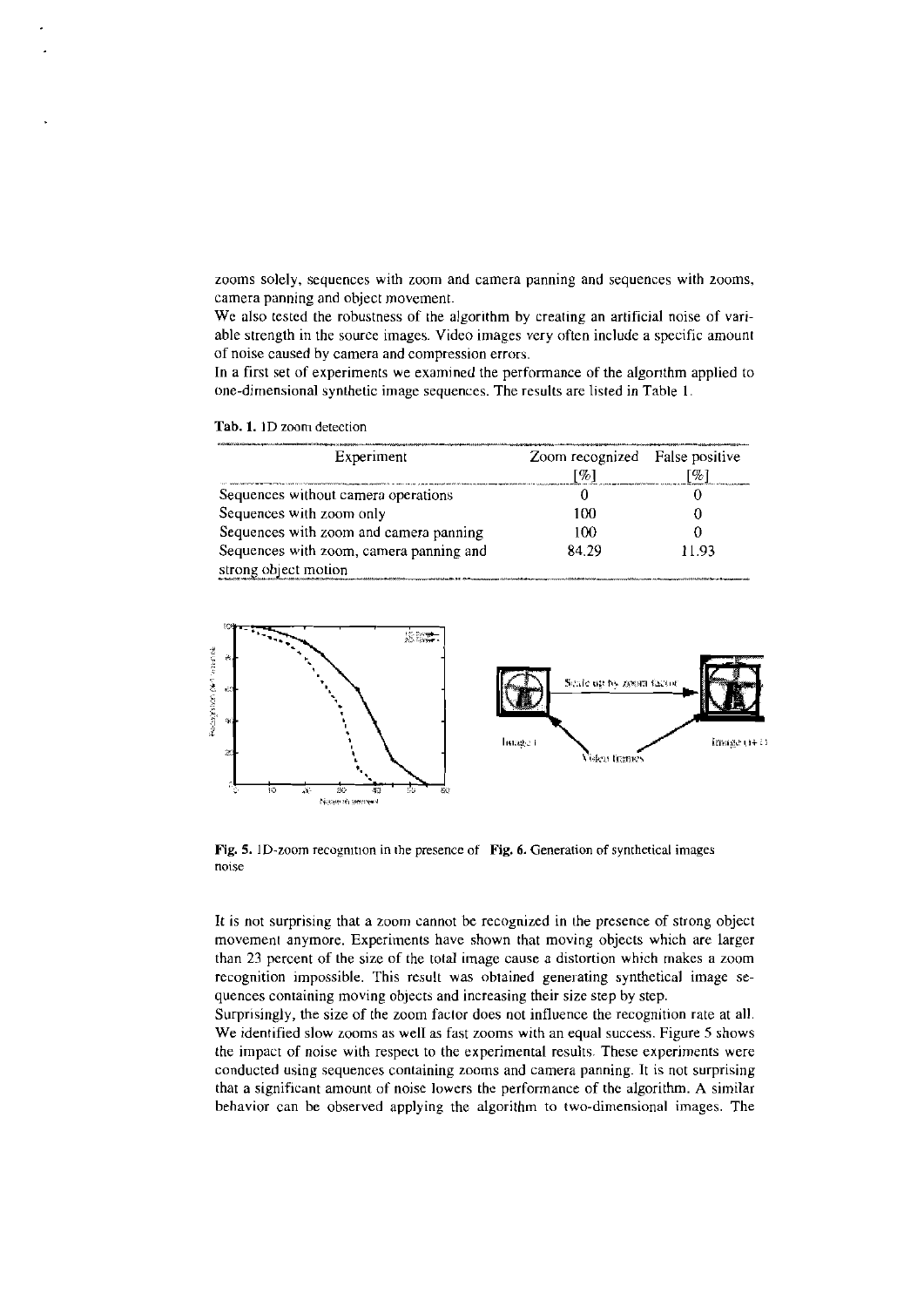zooms solely, sequences with zoom and camera panning and sequences with zooms, camera panning and object movement.

We also tested the robustness of the algorithm by creating an artificial noise of variable strength in the source images. Video images very often include a specific amount of noise caused by camera and compression errors.

In a first set of experiments we examined the performance of the algorithm applied to one-dimensional synthetic image sequences. The results are listed in Table 1.

**Tab. 1.** 1D zoom detection

| Experiment | Zoom recognized [%] | False positive [%] |
|---|---|---|
| Sequences without camera operations | 0 | 0 |
| Sequences with zoom only | 100 | 0 |
| Sequences with zoom and camera panning | 100 | 0 |
| Sequences with zoom, camera panning and strong object motion | 84.29 | 11.93 |

**Fig. 5.** 1D-zoom recognition in the presence of noise

**Fig. 6.** Generation of synthetical images

It is not surprising that a zoom cannot be recognized in the presence of strong object movement anymore. Experiments have shown that moving objects which are larger than 23 percent of the size of the total image cause a distortion which makes a zoom recognition impossible. This result was obtained generating synthetical image sequences containing moving objects and increasing their size step by step.

Surprisingly, the size of the zoom factor does not influence the recognition rate at all. We identified slow zooms as well as fast zooms with an equal success. Figure 5 shows the impact of noise with respect to the experimental results. These experiments were conducted using sequences containing zooms and camera panning. It is not surprising that a significant amount of noise lowers the performance of the algorithm. A similar behavior can be observed applying the algorithm to two-dimensional images. The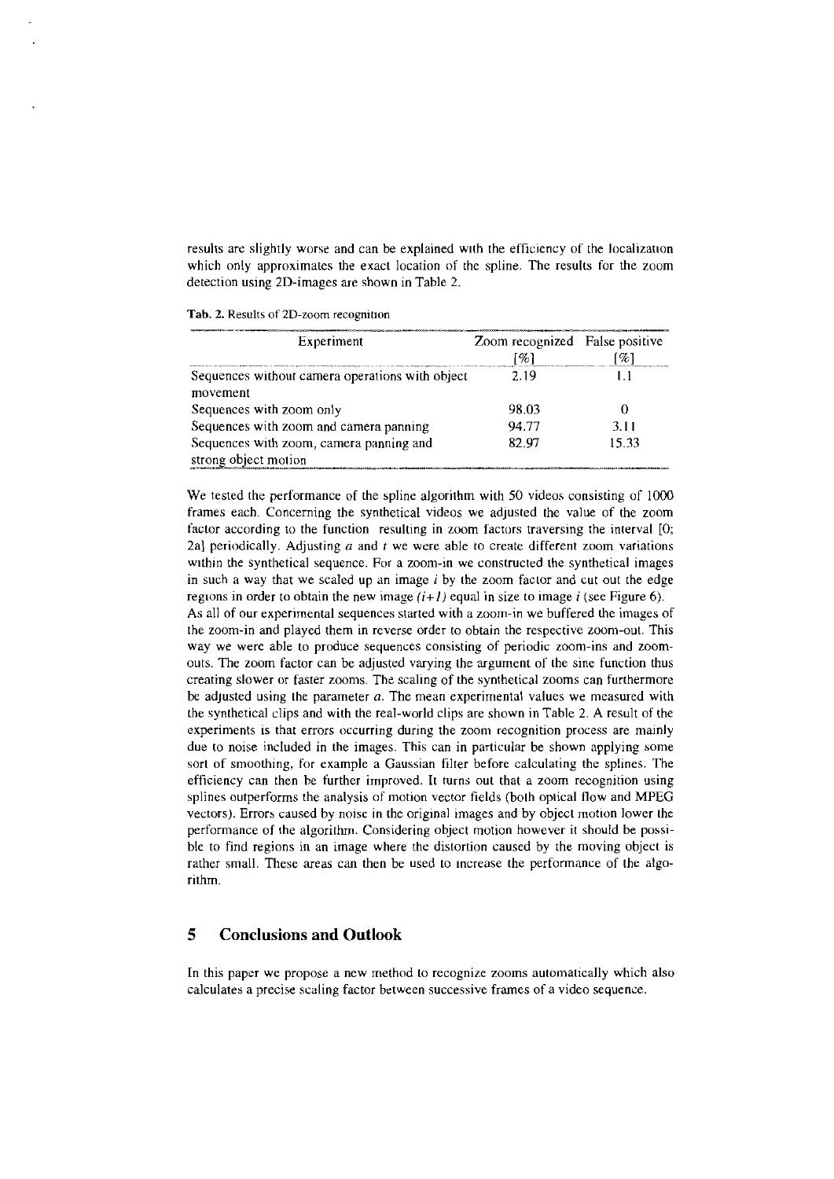results are slightly worse and can be explained with the efficiency of the localization which only approximates the exact location of the spline. The results for the zoom detection using 2D-images are shown in Table 2.

**Tab. 2.** Results of 2D-zoom recognition

| Experiment | Zoom recognized [%] | False positive [%] |
|---|---|---|
| Sequences without camera operations with object movement | 2.19 | 1.1 |
| Sequences with zoom only | 98.03 | 0 |
| Sequences with zoom and camera panning | 94.77 | 3.11 |
| Sequences with zoom, camera panning and strong object motion | 82.97 | 15.33 |

We tested the performance of the spline algorithm with 50 videos consisting of 1000 frames each. Concerning the synthetical videos we adjusted the value of the zoom factor according to the function resulting in zoom factors traversing the interval [0; 2a] periodically. Adjusting $a$ and $t$ we were able to create different zoom variations within the synthetical sequence. For a zoom-in we constructed the synthetical images in such a way that we scaled up an image $i$ by the zoom factor and cut out the edge regions in order to obtain the new image $(i+1)$ equal in size to image $i$ (see Figure 6). As all of our experimental sequences started with a zoom-in we buffered the images of the zoom-in and played them in reverse order to obtain the respective zoom-out. This way we were able to produce sequences consisting of periodic zoom-ins and zoom-outs. The zoom factor can be adjusted varying the argument of the sine function thus creating slower or faster zooms. The scaling of the synthetical zooms can furthermore be adjusted using the parameter $a$. The mean experimental values we measured with the synthetical clips and with the real-world clips are shown in Table 2. A result of the experiments is that errors occurring during the zoom recognition process are mainly due to noise included in the images. This can in particular be shown applying some sort of smoothing, for example a Gaussian filter before calculating the splines. The efficiency can then be further improved. It turns out that a zoom recognition using splines outperforms the analysis of motion vector fields (both optical flow and MPEG vectors). Errors caused by noise in the original images and by object motion lower the performance of the algorithm. Considering object motion however it should be possible to find regions in an image where the distortion caused by the moving object is rather small. These areas can then be used to increase the performance of the algorithm.

## 5 Conclusions and Outlook

In this paper we propose a new method to recognize zooms automatically which also calculates a precise scaling factor between successive frames of a video sequence.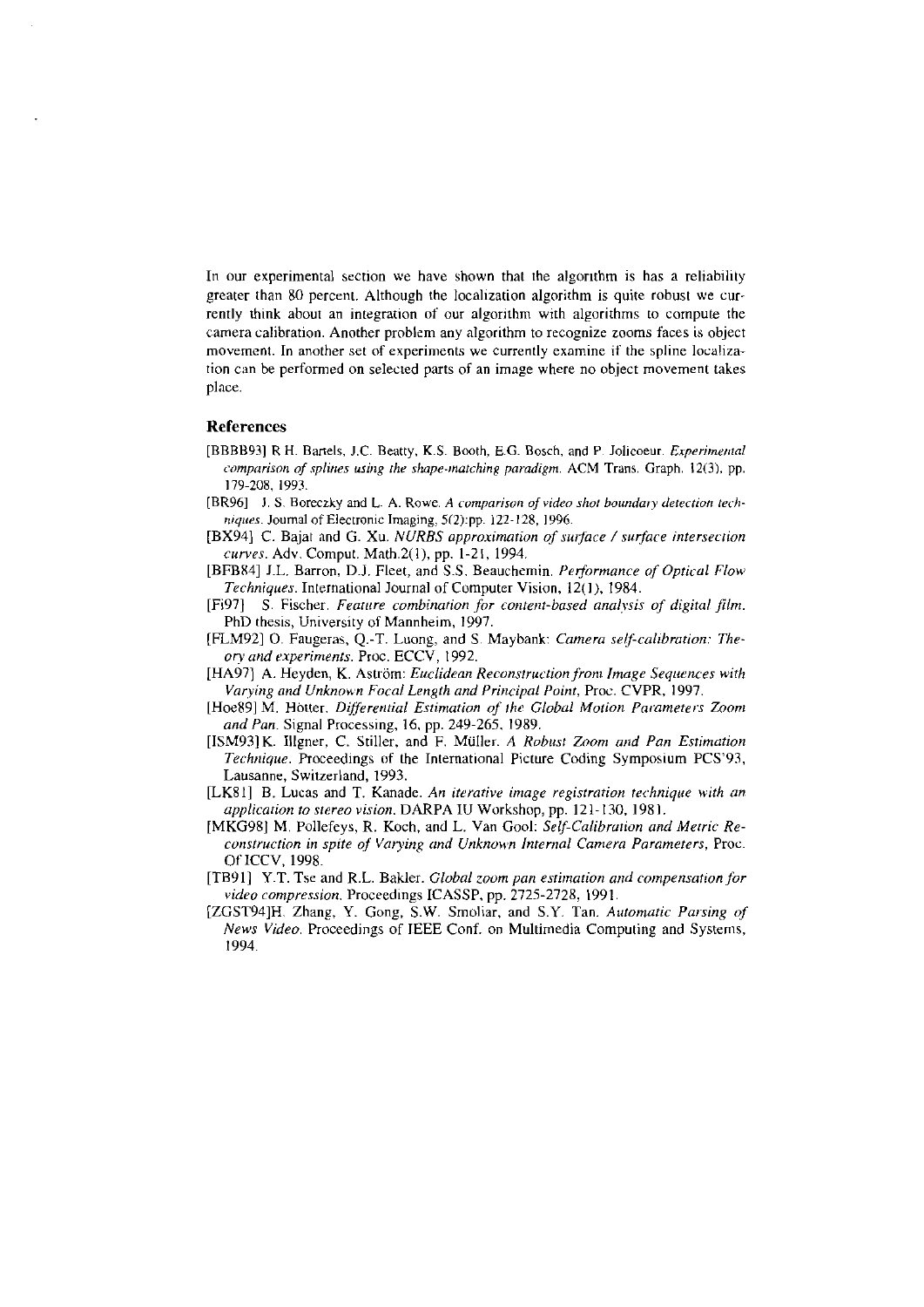In our experimental section we have shown that the algorithm is has a reliability greater than 80 percent. Although the localization algorithm is quite robust we currently think about an integration of our algorithm with algorithms to compute the camera calibration. Another problem any algorithm to recognize zooms faces is object movement. In another set of experiments we currently examine if the spline localization can be performed on selected parts of an image where no object movement takes place.

## References

[BBBB93] R.H. Bartels, J.C. Beatty, K.S. Booth, E.G. Bosch, and P. Jolicoeur. *Experimental comparison of splines using the shape-matching paradigm.* ACM Trans. Graph. 12(3), pp. 179-208, 1993.

[BR96] J. S. Boreczky and L. A. Rowe. *A comparison of video shot boundary detection techniques.* Journal of Electronic Imaging, 5(2):pp. 122-128, 1996.

[BX94] C. Bajaj and G. Xu. *NURBS approximation of surface / surface intersection curves.* Adv. Comput. Math.2(1), pp. 1-21, 1994.

[BFB84] J.L. Barron, D.J. Fleet, and S.S. Beauchemin. *Performance of Optical Flow Techniques.* International Journal of Computer Vision, 12(1), 1984.

[Fi97] S. Fischer. *Feature combination for content-based analysis of digital film.* PhD thesis, University of Mannheim, 1997.

[FLM92] O. Faugeras, Q.-T. Luong, and S. Maybank: *Camera self-calibration: Theory and experiments.* Proc. ECCV, 1992.

[HA97] A. Heyden, K. Aström: *Euclidean Reconstruction from Image Sequences with Varying and Unknown Focal Length and Principal Point,* Proc. CVPR, 1997.

[Hoe89] M. Hötter. *Differential Estimation of the Global Motion Parameters Zoom and Pan.* Signal Processing, 16, pp. 249-265, 1989.

[ISM93] K. Illgner, C. Stiller, and F. Müller. *A Robust Zoom and Pan Estimation Technique.* Proceedings of the International Picture Coding Symposium PCS'93, Lausanne, Switzerland, 1993.

[LK81] B. Lucas and T. Kanade. *An iterative image registration technique with an application to stereo vision.* DARPA IU Workshop, pp. 121-130, 1981.

[MKG98] M. Pollefeys, R. Koch, and L. Van Gool: *Self-Calibration and Metric Reconstruction in spite of Varying and Unknown Internal Camera Parameters,* Proc. Of ICCV, 1998.

[TB91] Y.T. Tse and R.L. Bakler. *Global zoom pan estimation and compensation for video compression.* Proceedings ICASSP, pp. 2725-2728, 1991.

[ZGST94] H. Zhang, Y. Gong, S.W. Smoliar, and S.Y. Tan. *Automatic Parsing of News Video.* Proceedings of IEEE Conf. on Multimedia Computing and Systems, 1994.